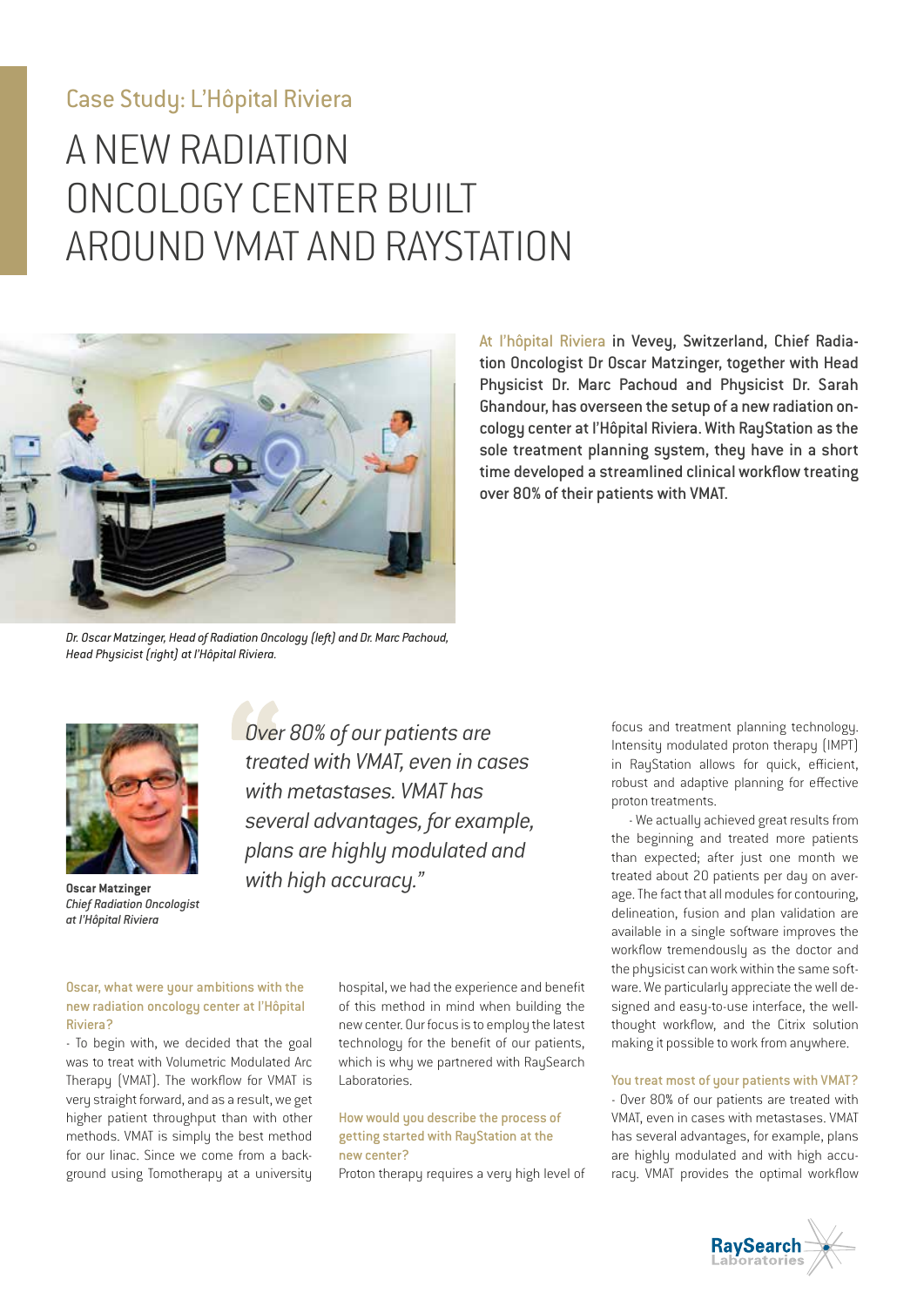Case Study: L'Hôpital Riviera

# A NEW RADIATION ONCOLOGY CENTER BUILT AROUND VMAT AND RAYSTATION

*Dr. Oscar Matzinger, Head of Radiation Oncology (left) and Dr. Marc Pachoud, Head Physicist (right) at l'Hôpital Riviera.*

**At l'hôpital Riviera in Vevey, Switzerland, Chief Radiation Oncologist Dr Oscar Matzinger, together with Head Physicist Dr. Marc Pachoud and Physicist Dr. Sarah Ghandour, has overseen the setup of a new radiation oncology center at l'Hôpital Riviera. With RayStation as the sole treatment planning system, they have in a short time developed a streamlined clinical workflow treating over 80% of their patients with VMAT.**

**Oscar Matzinger**
*Chief Radiation Oncologist at l'Hôpital Riviera*

> *"Over 80% of our patients are treated with VMAT, even in cases with metastases. VMAT has several advantages, for example, plans are highly modulated and with high accuracy."*

### Oscar, what were your ambitions with the new radiation oncology center at l'Hôpital Riviera?

- To begin with, we decided that the goal was to treat with Volumetric Modulated Arc Therapy (VMAT). The workflow for VMAT is very straight forward, and as a result, we get higher patient throughput than with other methods. VMAT is simply the best method for our linac. Since we come from a background using Tomotherapy at a university hospital, we had the experience and benefit of this method in mind when building the new center. Our focus is to employ the latest technology for the benefit of our patients, which is why we partnered with RaySearch Laboratories.

### How would you describe the process of getting started with RayStation at the new center?

Proton therapy requires a very high level of focus and treatment planning technology. Intensity modulated proton therapy (IMPT) in RayStation allows for quick, efficient, robust and adaptive planning for effective proton treatments.

- We actually achieved great results from the beginning and treated more patients than expected; after just one month we treated about 20 patients per day on average. The fact that all modules for contouring, delineation, fusion and plan validation are available in a single software improves the workflow tremendously as the doctor and the physicist can work within the same software. We particularly appreciate the well designed and easy-to-use interface, the well-thought workflow, and the Citrix solution making it possible to work from anywhere.

### You treat most of your patients with VMAT?

- Over 80% of our patients are treated with VMAT, even in cases with metastases. VMAT has several advantages, for example, plans are highly modulated and with high accuracy. VMAT provides the optimal workflow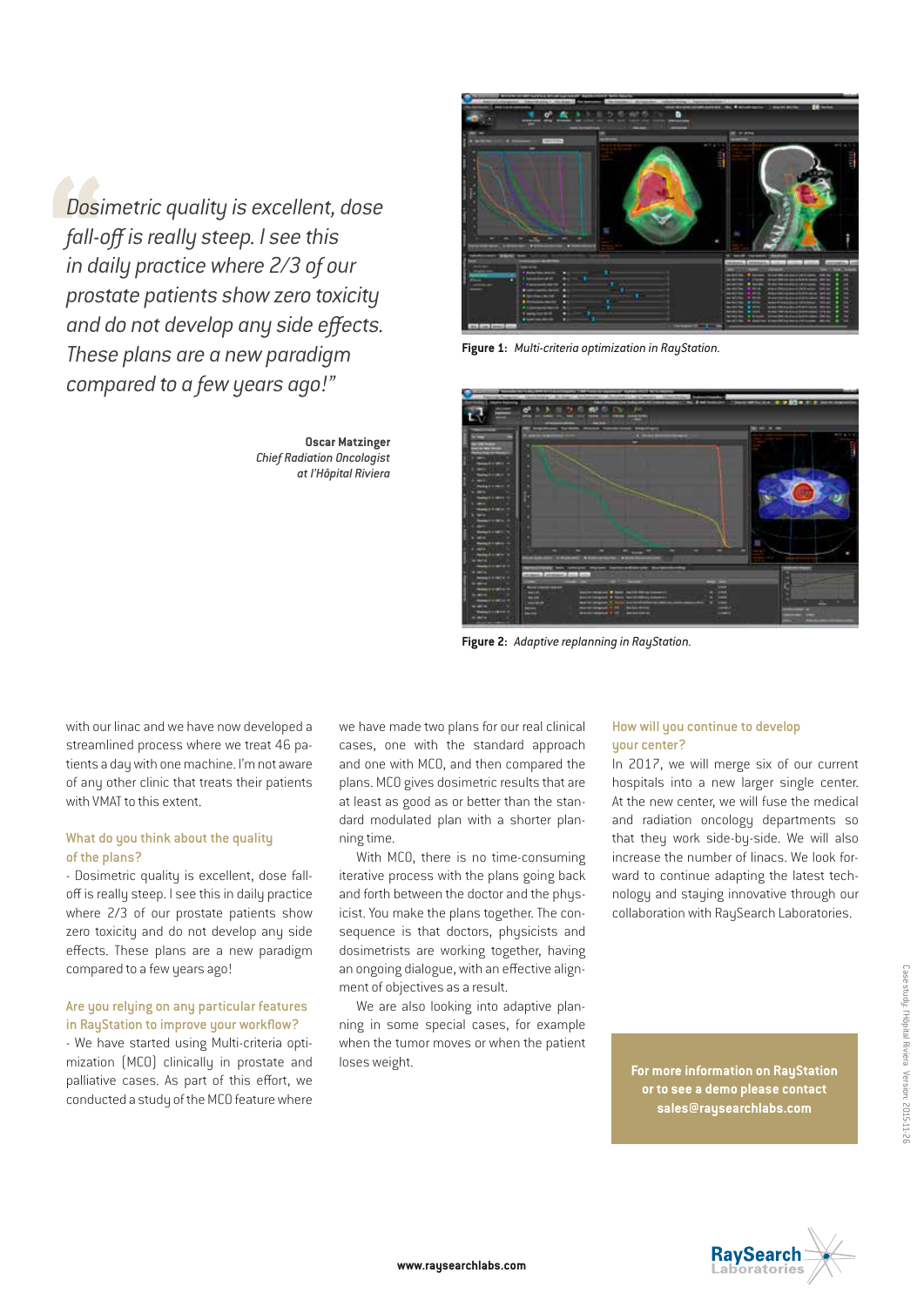> *Dosimetric quality is excellent, dose fall-off is really steep. I see this in daily practice where 2/3 of our prostate patients show zero toxicity and do not develop any side effects. These plans are a new paradigm compared to a few years ago!"*

**Oscar Matzinger**
*Chief Radiation Oncologist at l'Hôpital Riviera*

**Figure 1:** *Multi-criteria optimization in RayStation.*

**Figure 2:** *Adaptive replanning in RayStation.*

with our linac and we have now developed a streamlined process where we treat 46 patients a day with one machine. I'm not aware of any other clinic that treats their patients with VMAT to this extent.

### What do you think about the quality of the plans?

- Dosimetric quality is excellent, dose fall-off is really steep. I see this in daily practice where 2/3 of our prostate patients show zero toxicity and do not develop any side effects. These plans are a new paradigm compared to a few years ago!

### Are you relying on any particular features in RayStation to improve your workflow?

- We have started using Multi-criteria optimization (MCO) clinically in prostate and palliative cases. As part of this effort, we conducted a study of the MCO feature where we have made two plans for our real clinical cases, one with the standard approach and one with MCO, and then compared the plans. MCO gives dosimetric results that are at least as good as or better than the standard modulated plan with a shorter planning time.

With MCO, there is no time-consuming iterative process with the plans going back and forth between the doctor and the physicist. You make the plans together. The consequence is that doctors, physicists and dosimetrists are working together, having an ongoing dialogue, with an effective alignment of objectives as a result.

We are also looking into adaptive planning in some special cases, for example when the tumor moves or when the patient loses weight.

### How will you continue to develop your center?

In 2017, we will merge six of our current hospitals into a new larger single center. At the new center, we will fuse the medical and radiation oncology departments so that they work side-by-side. We will also increase the number of linacs. We look forward to continue adapting the latest technology and staying innovative through our collaboration with RaySearch Laboratories.

**For more information on RayStation or to see a demo please contact sales@raysearchlabs.com**

Case study, l'Hôpital Riviera Version: 2015.11.26

www.raysearchlabs.com

RaySearch Laboratories